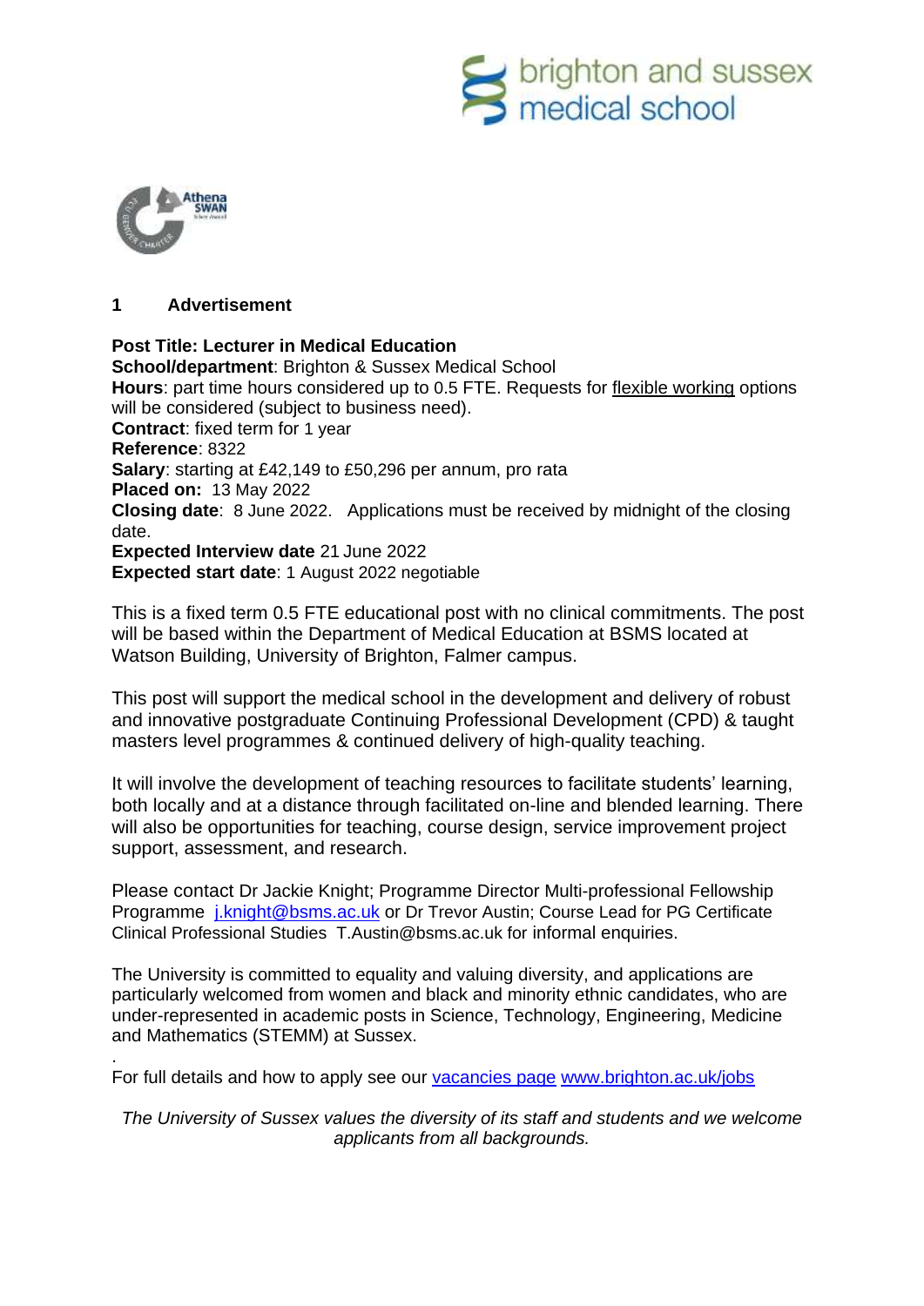## 1 Advertisement

**Post Title: Lecturer in Medical Education**
**School/department**: Brighton & Sussex Medical School
**Hours**: part time hours considered up to 0.5 FTE. Requests for flexible working options will be considered (subject to business need).
**Contract**: fixed term for 1 year
**Reference**: 8322
**Salary**: starting at £42,149 to £50,296 per annum, pro rata
**Placed on:** 13 May 2022
**Closing date**: 8 June 2022. Applications must be received by midnight of the closing date.
**Expected Interview date** 21 June 2022
**Expected start date**: 1 August 2022 negotiable

This is a fixed term 0.5 FTE educational post with no clinical commitments. The post will be based within the Department of Medical Education at BSMS located at Watson Building, University of Brighton, Falmer campus.

This post will support the medical school in the development and delivery of robust and innovative postgraduate Continuing Professional Development (CPD) & taught masters level programmes & continued delivery of high-quality teaching.

It will involve the development of teaching resources to facilitate students' learning, both locally and at a distance through facilitated on-line and blended learning. There will also be opportunities for teaching, course design, service improvement project support, assessment, and research.

Please contact Dr Jackie Knight; Programme Director Multi-professional Fellowship Programme j.knight@bsms.ac.uk or Dr Trevor Austin; Course Lead for PG Certificate Clinical Professional Studies T.Austin@bsms.ac.uk for informal enquiries.

The University is committed to equality and valuing diversity, and applications are particularly welcomed from women and black and minority ethnic candidates, who are under-represented in academic posts in Science, Technology, Engineering, Medicine and Mathematics (STEMM) at Sussex.

For full details and how to apply see our vacancies page www.brighton.ac.uk/jobs

*The University of Sussex values the diversity of its staff and students and we welcome applicants from all backgrounds.*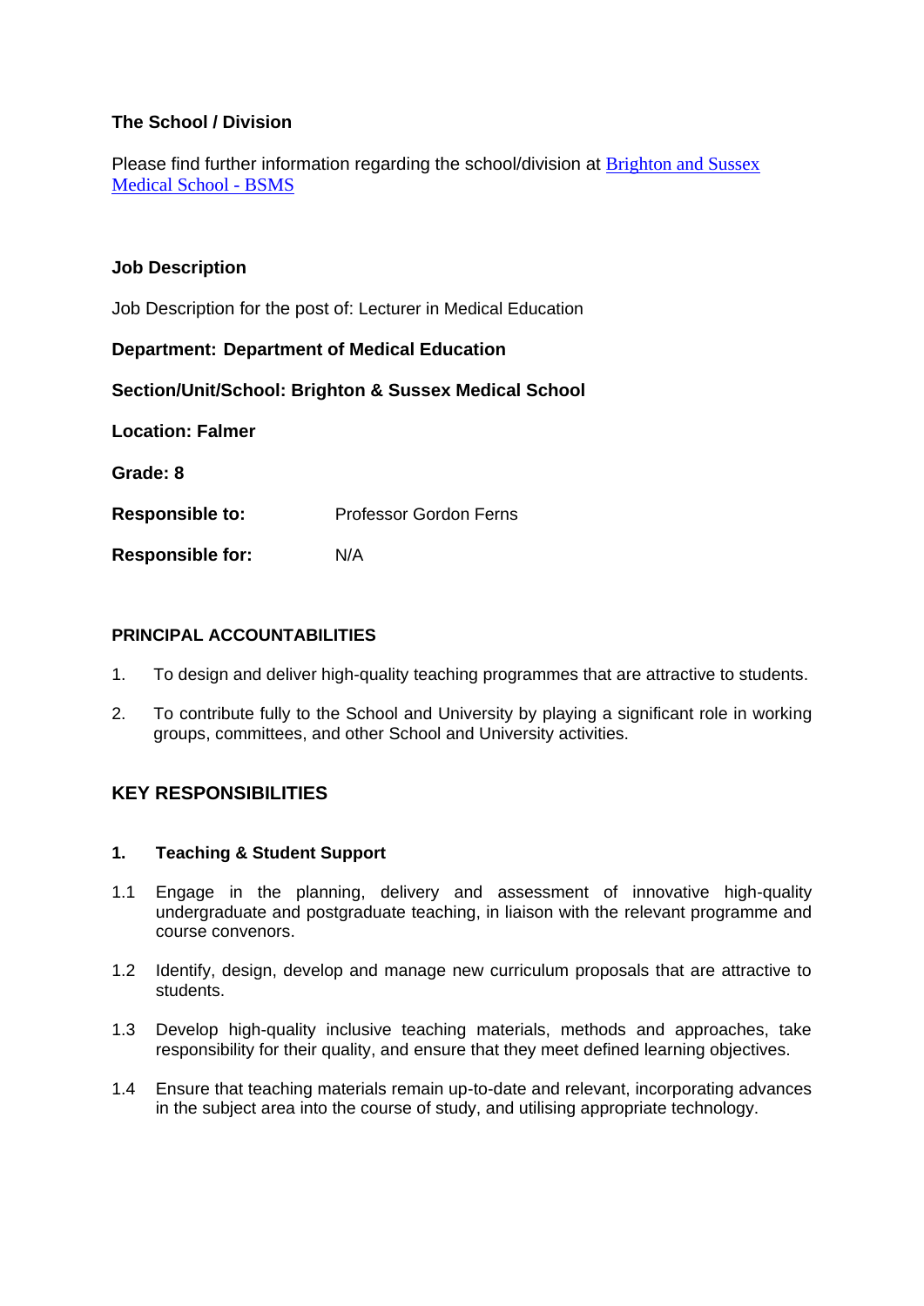**The School / Division**

Please find further information regarding the school/division at [Brighton and Sussex Medical School - BSMS](#)

**Job Description**

Job Description for the post of: Lecturer in Medical Education

**Department: Department of Medical Education**

**Section/Unit/School: Brighton & Sussex Medical School**

**Location: Falmer**

**Grade: 8**

**Responsible to:** Professor Gordon Ferns

**Responsible for:** N/A

**PRINCIPAL ACCOUNTABILITIES**

1. To design and deliver high-quality teaching programmes that are attractive to students.
2. To contribute fully to the School and University by playing a significant role in working groups, committees, and other School and University activities.

## KEY RESPONSIBILITIES

**1. Teaching & Student Support**

1.1 Engage in the planning, delivery and assessment of innovative high-quality undergraduate and postgraduate teaching, in liaison with the relevant programme and course convenors.

1.2 Identify, design, develop and manage new curriculum proposals that are attractive to students.

1.3 Develop high-quality inclusive teaching materials, methods and approaches, take responsibility for their quality, and ensure that they meet defined learning objectives.

1.4 Ensure that teaching materials remain up-to-date and relevant, incorporating advances in the subject area into the course of study, and utilising appropriate technology.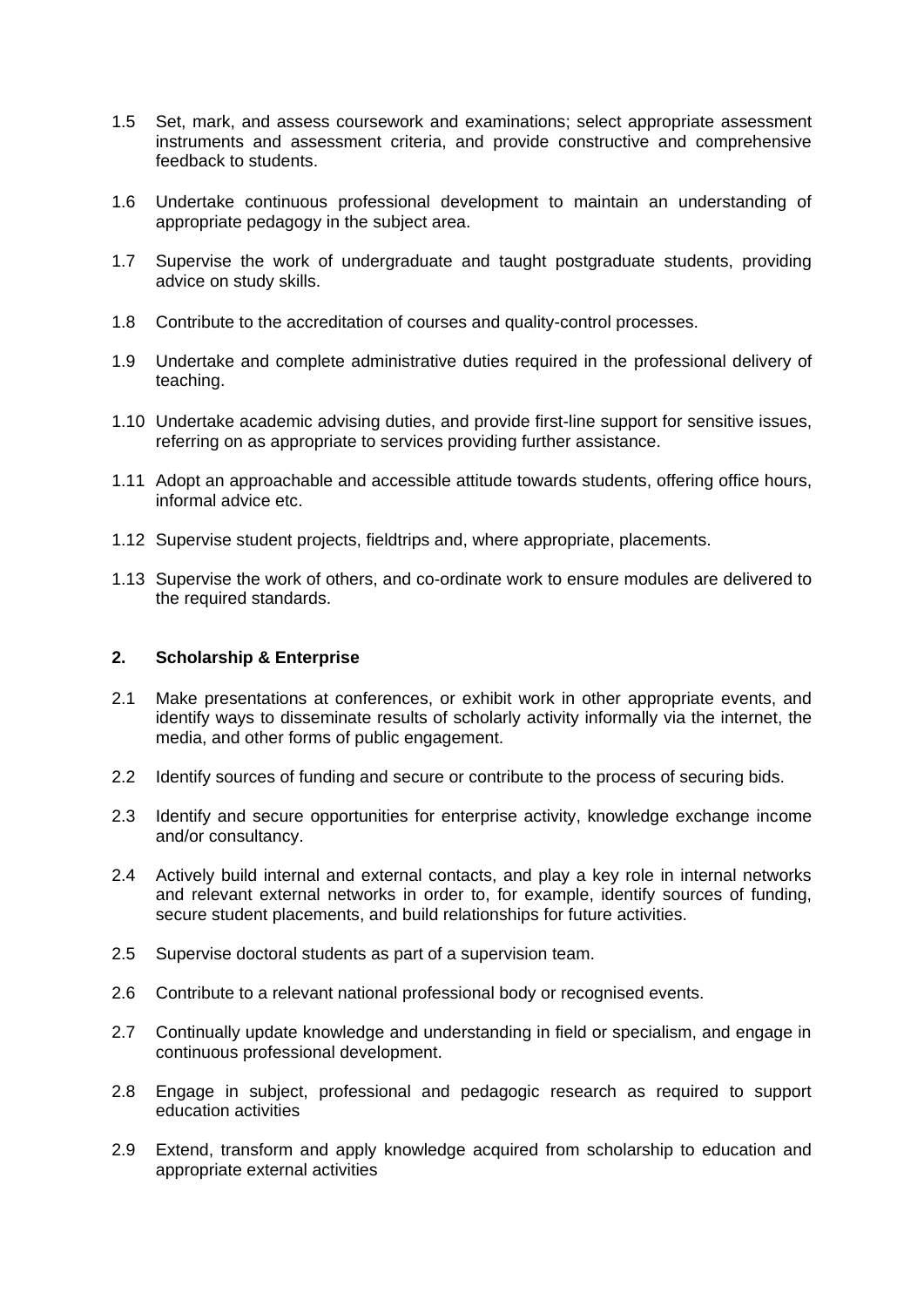1.5 Set, mark, and assess coursework and examinations; select appropriate assessment instruments and assessment criteria, and provide constructive and comprehensive feedback to students.

1.6 Undertake continuous professional development to maintain an understanding of appropriate pedagogy in the subject area.

1.7 Supervise the work of undergraduate and taught postgraduate students, providing advice on study skills.

1.8 Contribute to the accreditation of courses and quality-control processes.

1.9 Undertake and complete administrative duties required in the professional delivery of teaching.

1.10 Undertake academic advising duties, and provide first-line support for sensitive issues, referring on as appropriate to services providing further assistance.

1.11 Adopt an approachable and accessible attitude towards students, offering office hours, informal advice etc.

1.12 Supervise student projects, fieldtrips and, where appropriate, placements.

1.13 Supervise the work of others, and co-ordinate work to ensure modules are delivered to the required standards.

## 2. Scholarship & Enterprise

2.1 Make presentations at conferences, or exhibit work in other appropriate events, and identify ways to disseminate results of scholarly activity informally via the internet, the media, and other forms of public engagement.

2.2 Identify sources of funding and secure or contribute to the process of securing bids.

2.3 Identify and secure opportunities for enterprise activity, knowledge exchange income and/or consultancy.

2.4 Actively build internal and external contacts, and play a key role in internal networks and relevant external networks in order to, for example, identify sources of funding, secure student placements, and build relationships for future activities.

2.5 Supervise doctoral students as part of a supervision team.

2.6 Contribute to a relevant national professional body or recognised events.

2.7 Continually update knowledge and understanding in field or specialism, and engage in continuous professional development.

2.8 Engage in subject, professional and pedagogic research as required to support education activities

2.9 Extend, transform and apply knowledge acquired from scholarship to education and appropriate external activities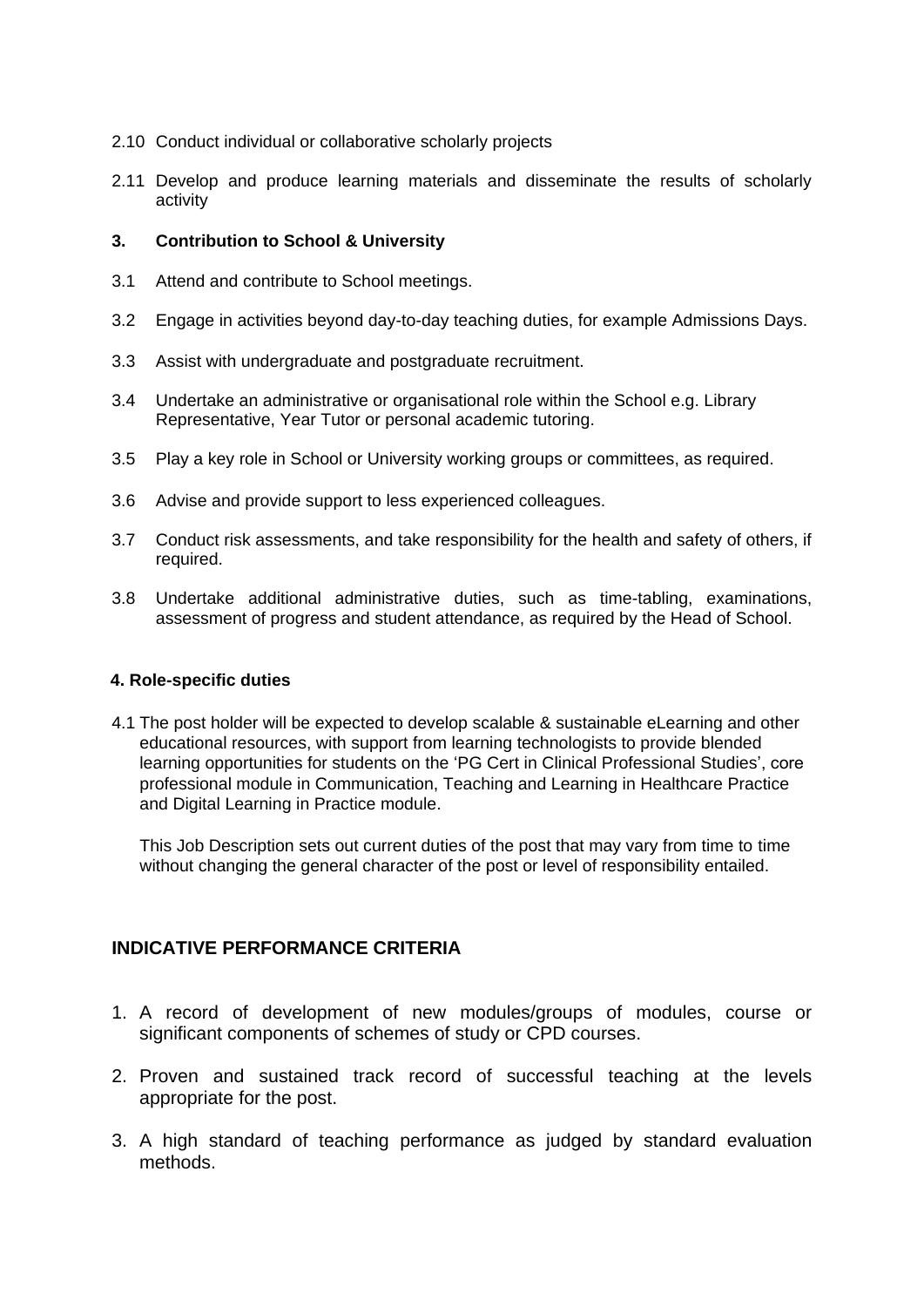2.10 Conduct individual or collaborative scholarly projects

2.11 Develop and produce learning materials and disseminate the results of scholarly activity

**3. Contribution to School & University**

3.1 Attend and contribute to School meetings.

3.2 Engage in activities beyond day-to-day teaching duties, for example Admissions Days.

3.3 Assist with undergraduate and postgraduate recruitment.

3.4 Undertake an administrative or organisational role within the School e.g. Library Representative, Year Tutor or personal academic tutoring.

3.5 Play a key role in School or University working groups or committees, as required.

3.6 Advise and provide support to less experienced colleagues.

3.7 Conduct risk assessments, and take responsibility for the health and safety of others, if required.

3.8 Undertake additional administrative duties, such as time-tabling, examinations, assessment of progress and student attendance, as required by the Head of School.

**4. Role-specific duties**

4.1 The post holder will be expected to develop scalable & sustainable eLearning and other educational resources, with support from learning technologists to provide blended learning opportunities for students on the 'PG Cert in Clinical Professional Studies', core professional module in Communication, Teaching and Learning in Healthcare Practice and Digital Learning in Practice module.

This Job Description sets out current duties of the post that may vary from time to time without changing the general character of the post or level of responsibility entailed.

## INDICATIVE PERFORMANCE CRITERIA

1. A record of development of new modules/groups of modules, course or significant components of schemes of study or CPD courses.
2. Proven and sustained track record of successful teaching at the levels appropriate for the post.
3. A high standard of teaching performance as judged by standard evaluation methods.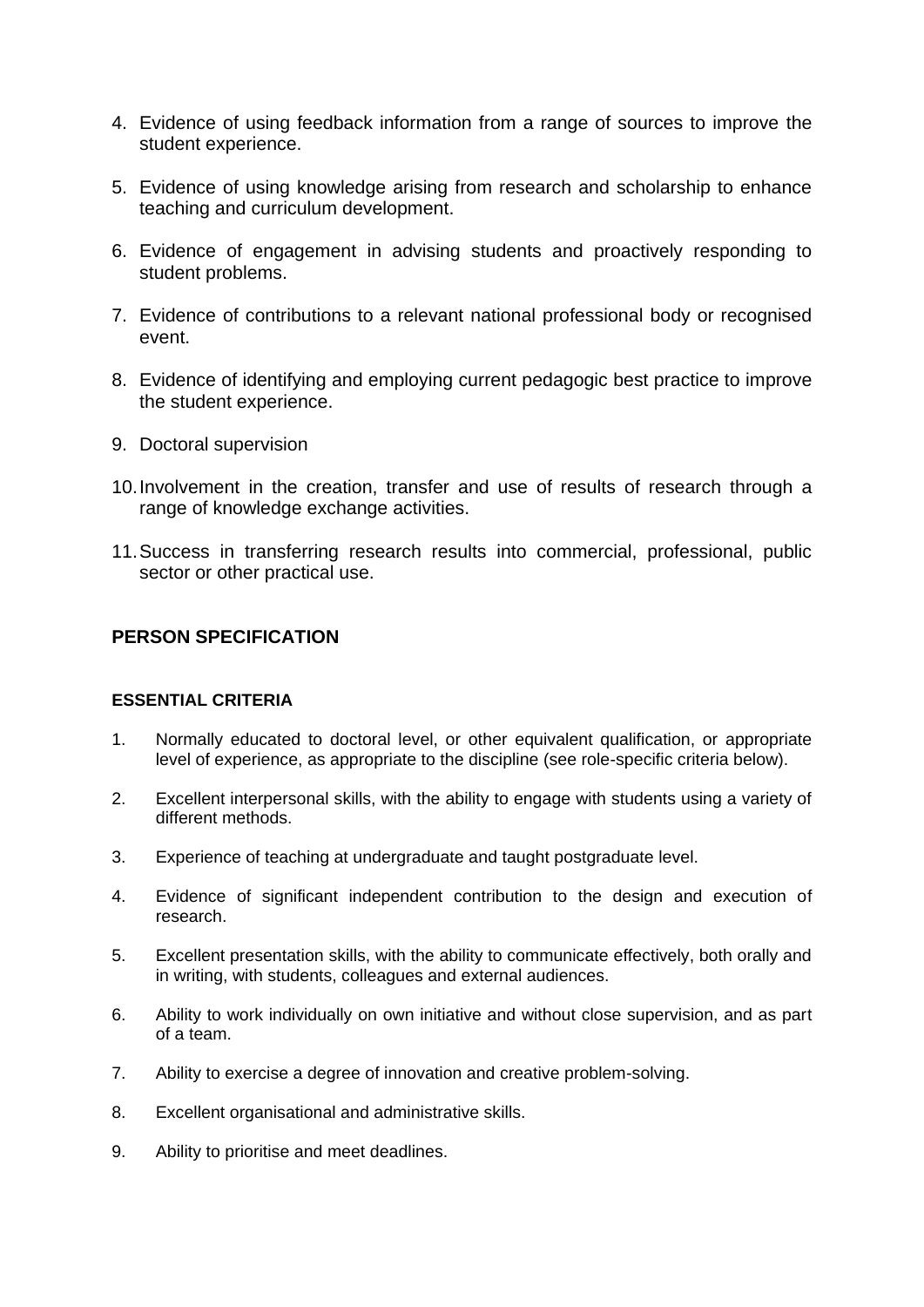4. Evidence of using feedback information from a range of sources to improve the student experience.

5. Evidence of using knowledge arising from research and scholarship to enhance teaching and curriculum development.

6. Evidence of engagement in advising students and proactively responding to student problems.

7. Evidence of contributions to a relevant national professional body or recognised event.

8. Evidence of identifying and employing current pedagogic best practice to improve the student experience.

9. Doctoral supervision

10. Involvement in the creation, transfer and use of results of research through a range of knowledge exchange activities.

11. Success in transferring research results into commercial, professional, public sector or other practical use.

## PERSON SPECIFICATION

### ESSENTIAL CRITERIA

1. Normally educated to doctoral level, or other equivalent qualification, or appropriate level of experience, as appropriate to the discipline (see role-specific criteria below).

2. Excellent interpersonal skills, with the ability to engage with students using a variety of different methods.

3. Experience of teaching at undergraduate and taught postgraduate level.

4. Evidence of significant independent contribution to the design and execution of research.

5. Excellent presentation skills, with the ability to communicate effectively, both orally and in writing, with students, colleagues and external audiences.

6. Ability to work individually on own initiative and without close supervision, and as part of a team.

7. Ability to exercise a degree of innovation and creative problem-solving.

8. Excellent organisational and administrative skills.

9. Ability to prioritise and meet deadlines.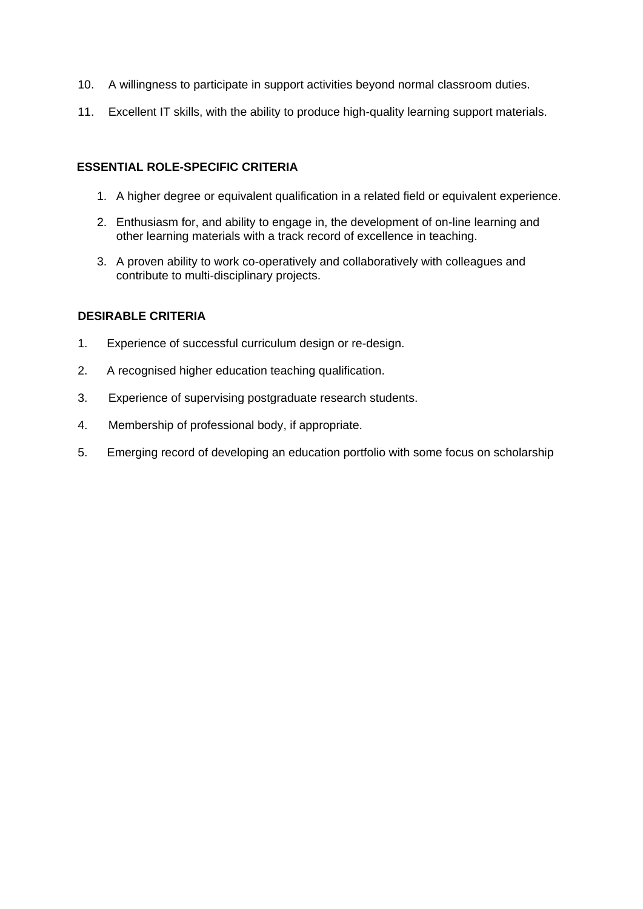10. A willingness to participate in support activities beyond normal classroom duties.

11. Excellent IT skills, with the ability to produce high-quality learning support materials.

**ESSENTIAL ROLE-SPECIFIC CRITERIA**

1. A higher degree or equivalent qualification in a related field or equivalent experience.

2. Enthusiasm for, and ability to engage in, the development of on-line learning and other learning materials with a track record of excellence in teaching.

3. A proven ability to work co-operatively and collaboratively with colleagues and contribute to multi-disciplinary projects.

**DESIRABLE CRITERIA**

1. Experience of successful curriculum design or re-design.

2. A recognised higher education teaching qualification.

3. Experience of supervising postgraduate research students.

4. Membership of professional body, if appropriate.

5. Emerging record of developing an education portfolio with some focus on scholarship